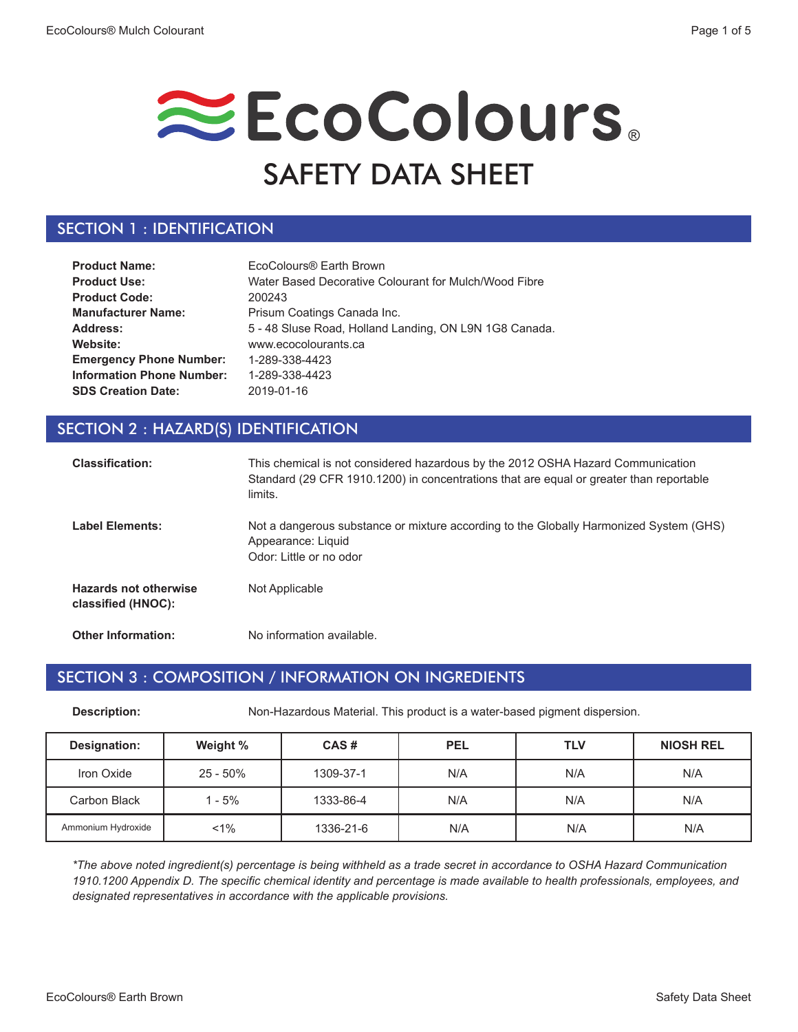# EcoColours®

# SAFETY DATA SHEET

## SECTION 1 : IDENTIFICATION

**Product Name:** EcoColours® Earth Brown
**Product Use:** Water Based Decorative Colourant for Mulch/Wood Fibre
**Product Code:** 200243
**Manufacturer Name:** Prisum Coatings Canada Inc.
**Address:** 5 - 48 Sluse Road, Holland Landing, ON L9N 1G8 Canada.
**Website:** www.ecocolourants.ca
**Emergency Phone Number:** 1-289-338-4423
**Information Phone Number:** 1-289-338-4423
**SDS Creation Date:** 2019-01-16

## SECTION 2 : HAZARD(S) IDENTIFICATION

**Classification:** This chemical is not considered hazardous by the 2012 OSHA Hazard Communication Standard (29 CFR 1910.1200) in concentrations that are equal or greater than reportable limits.

**Label Elements:** Not a dangerous substance or mixture according to the Globally Harmonized System (GHS)
Appearance: Liquid
Odor: Little or no odor

**Hazards not otherwise classified (HNOC):** Not Applicable

**Other Information:** No information available.

## SECTION 3 : COMPOSITION / INFORMATION ON INGREDIENTS

**Description:** Non-Hazardous Material. This product is a water-based pigment dispersion.

| Designation: | Weight % | CAS # | PEL | TLV | NIOSH REL |
|---|---|---|---|---|---|
| Iron Oxide | 25 - 50% | 1309-37-1 | N/A | N/A | N/A |
| Carbon Black | 1 - 5% | 1333-86-4 | N/A | N/A | N/A |
| Ammonium Hydroxide | <1% | 1336-21-6 | N/A | N/A | N/A |

*\*The above noted ingredient(s) percentage is being withheld as a trade secret in accordance to OSHA Hazard Communication 1910.1200 Appendix D. The specific chemical identity and percentage is made available to health professionals, employees, and designated representatives in accordance with the applicable provisions.*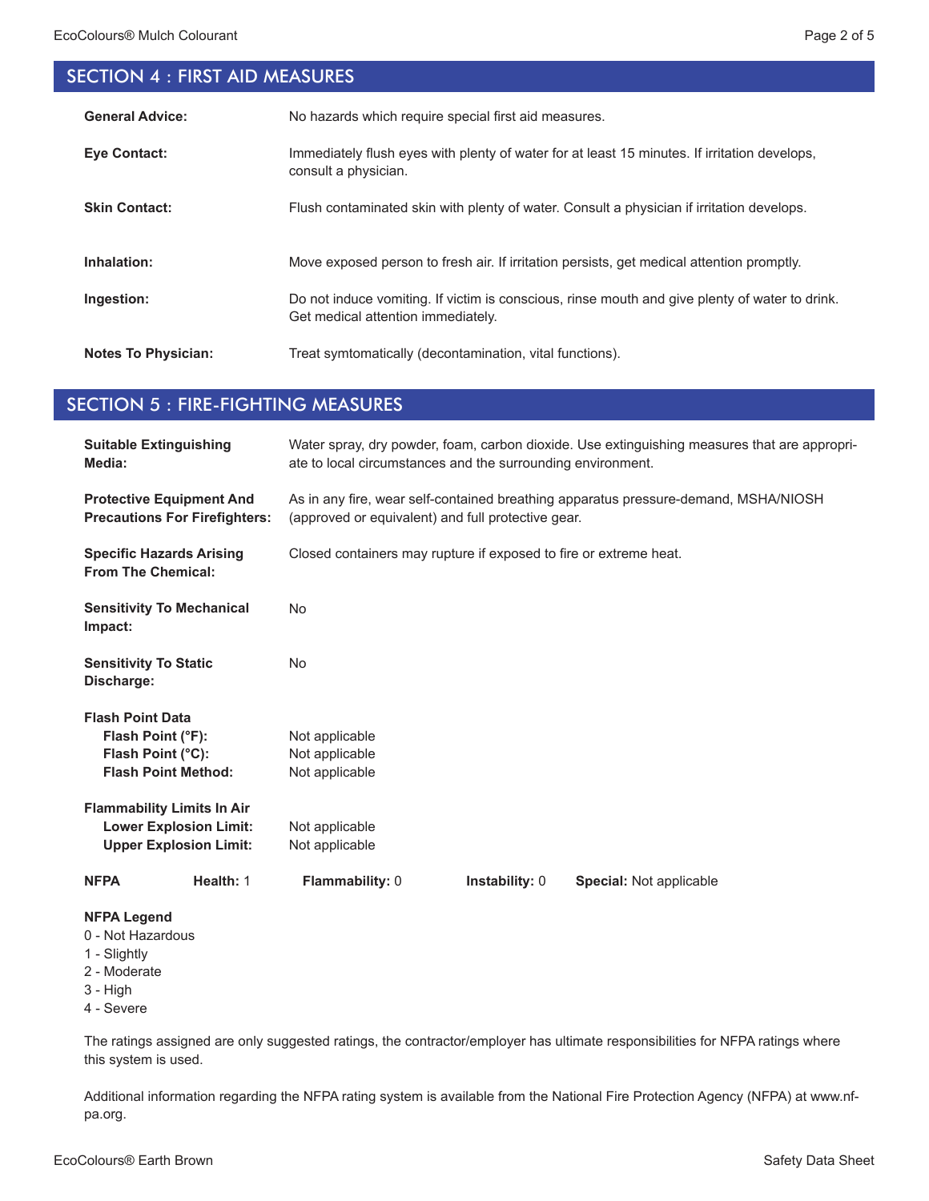## SECTION 4 : FIRST AID MEASURES

**General Advice:** No hazards which require special first aid measures.

**Eye Contact:** Immediately flush eyes with plenty of water for at least 15 minutes. If irritation develops, consult a physician.

**Skin Contact:** Flush contaminated skin with plenty of water. Consult a physician if irritation develops.

**Inhalation:** Move exposed person to fresh air. If irritation persists, get medical attention promptly.

**Ingestion:** Do not induce vomiting. If victim is conscious, rinse mouth and give plenty of water to drink. Get medical attention immediately.

**Notes To Physician:** Treat symtomatically (decontamination, vital functions).

## SECTION 5 : FIRE-FIGHTING MEASURES

**Suitable Extinguishing Media:** Water spray, dry powder, foam, carbon dioxide. Use extinguishing measures that are appropriate to local circumstances and the surrounding environment.

**Protective Equipment And Precautions For Firefighters:** As in any fire, wear self-contained breathing apparatus pressure-demand, MSHA/NIOSH (approved or equivalent) and full protective gear.

**Specific Hazards Arising From The Chemical:** Closed containers may rupture if exposed to fire or extreme heat.

**Sensitivity To Mechanical Impact:** No

**Sensitivity To Static Discharge:** No

**Flash Point Data**
- **Flash Point (°F):** Not applicable
- **Flash Point (°C):** Not applicable
- **Flash Point Method:** Not applicable

**Flammability Limits In Air**
- **Lower Explosion Limit:** Not applicable
- **Upper Explosion Limit:** Not applicable

**NFPA** **Health:** 1 **Flammability:** 0 **Instability:** 0 **Special:** Not applicable

**NFPA Legend**
0 - Not Hazardous
1 - Slightly
2 - Moderate
3 - High
4 - Severe

The ratings assigned are only suggested ratings, the contractor/employer has ultimate responsibilities for NFPA ratings where this system is used.

Additional information regarding the NFPA rating system is available from the National Fire Protection Agency (NFPA) at www.nfpa.org.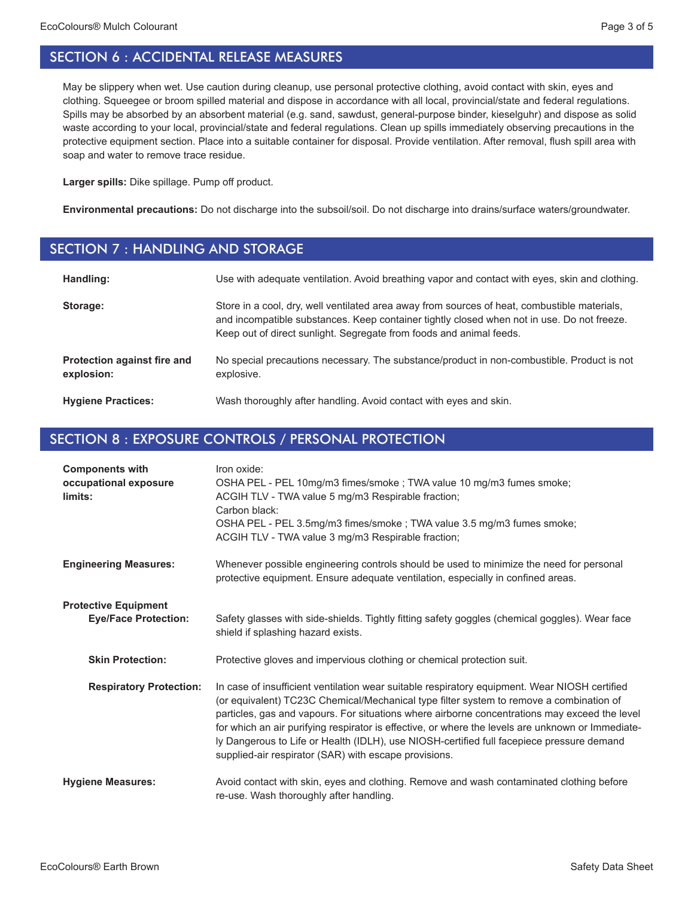## SECTION 6 : ACCIDENTAL RELEASE MEASURES

May be slippery when wet. Use caution during cleanup, use personal protective clothing, avoid contact with skin, eyes and clothing. Squeegee or broom spilled material and dispose in accordance with all local, provincial/state and federal regulations. Spills may be absorbed by an absorbent material (e.g. sand, sawdust, general-purpose binder, kieselguhr) and dispose as solid waste according to your local, provincial/state and federal regulations. Clean up spills immediately observing precautions in the protective equipment section. Place into a suitable container for disposal. Provide ventilation. After removal, flush spill area with soap and water to remove trace residue.

**Larger spills:** Dike spillage. Pump off product.

**Environmental precautions:** Do not discharge into the subsoil/soil. Do not discharge into drains/surface waters/groundwater.

## SECTION 7 : HANDLING AND STORAGE

**Handling:** Use with adequate ventilation. Avoid breathing vapor and contact with eyes, skin and clothing.

**Storage:** Store in a cool, dry, well ventilated area away from sources of heat, combustible materials, and incompatible substances. Keep container tightly closed when not in use. Do not freeze. Keep out of direct sunlight. Segregate from foods and animal feeds.

**Protection against fire and explosion:** No special precautions necessary. The substance/product in non-combustible. Product is not explosive.

**Hygiene Practices:** Wash thoroughly after handling. Avoid contact with eyes and skin.

## SECTION 8 : EXPOSURE CONTROLS / PERSONAL PROTECTION

**Components with occupational exposure limits:**

Iron oxide:
OSHA PEL - PEL 10mg/m3 fimes/smoke ; TWA value 10 mg/m3 fumes smoke;
ACGIH TLV - TWA value 5 mg/m3 Respirable fraction;
Carbon black:
OSHA PEL - PEL 3.5mg/m3 fimes/smoke ; TWA value 3.5 mg/m3 fumes smoke;
ACGIH TLV - TWA value 3 mg/m3 Respirable fraction;

**Engineering Measures:** Whenever possible engineering controls should be used to minimize the need for personal protective equipment. Ensure adequate ventilation, especially in confined areas.

**Protective Equipment**

**Eye/Face Protection:** Safety glasses with side-shields. Tightly fitting safety goggles (chemical goggles). Wear face shield if splashing hazard exists.

**Skin Protection:** Protective gloves and impervious clothing or chemical protection suit.

**Respiratory Protection:** In case of insufficient ventilation wear suitable respiratory equipment. Wear NIOSH certified (or equivalent) TC23C Chemical/Mechanical type filter system to remove a combination of particles, gas and vapours. For situations where airborne concentrations may exceed the level for which an air purifying respirator is effective, or where the levels are unknown or Immediately Dangerous to Life or Health (IDLH), use NIOSH-certified full facepiece pressure demand supplied-air respirator (SAR) with escape provisions.

**Hygiene Measures:** Avoid contact with skin, eyes and clothing. Remove and wash contaminated clothing before re-use. Wash thoroughly after handling.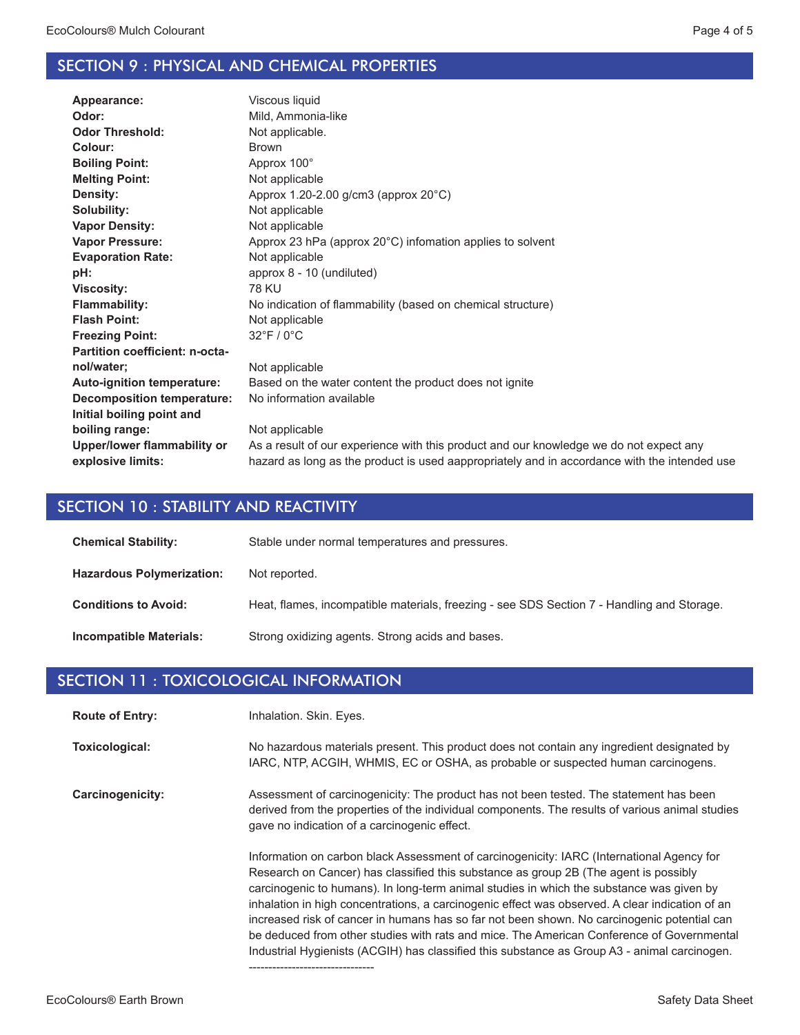## SECTION 9 : PHYSICAL AND CHEMICAL PROPERTIES

| | |
|---|---|
| **Appearance:** | Viscous liquid |
| **Odor:** | Mild, Ammonia-like |
| **Odor Threshold:** | Not applicable. |
| **Colour:** | Brown |
| **Boiling Point:** | Approx 100° |
| **Melting Point:** | Not applicable |
| **Density:** | Approx 1.20-2.00 g/cm3 (approx 20°C) |
| **Solubility:** | Not applicable |
| **Vapor Density:** | Not applicable |
| **Vapor Pressure:** | Approx 23 hPa (approx 20°C) infomation applies to solvent |
| **Evaporation Rate:** | Not applicable |
| **pH:** | approx 8 - 10 (undiluted) |
| **Viscosity:** | 78 KU |
| **Flammability:** | No indication of flammability (based on chemical structure) |
| **Flash Point:** | Not applicable |
| **Freezing Point:** | 32°F / 0°C |
| **Partition coefficient: n-octanol/water;** | Not applicable |
| **Auto-ignition temperature:** | Based on the water content the product does not ignite |
| **Decomposition temperature:** | No information available |
| **Initial boiling point and boiling range:** | Not applicable |
| **Upper/lower flammability or explosive limits:** | As a result of our experience with this product and our knowledge we do not expect any hazard as long as the product is used aappropriately and in accordance with the intended use |

## SECTION 10 : STABILITY AND REACTIVITY

| | |
|---|---|
| **Chemical Stability:** | Stable under normal temperatures and pressures. |
| **Hazardous Polymerization:** | Not reported. |
| **Conditions to Avoid:** | Heat, flames, incompatible materials, freezing - see SDS Section 7 - Handling and Storage. |
| **Incompatible Materials:** | Strong oxidizing agents. Strong acids and bases. |

## SECTION 11 : TOXICOLOGICAL INFORMATION

| | |
|---|---|
| **Route of Entry:** | Inhalation. Skin. Eyes. |
| **Toxicological:** | No hazardous materials present. This product does not contain any ingredient designated by IARC, NTP, ACGIH, WHMIS, EC or OSHA, as probable or suspected human carcinogens. |
| **Carcinogenicity:** | Assessment of carcinogenicity: The product has not been tested. The statement has been derived from the properties of the individual components. The results of various animal studies gave no indication of a carcinogenic effect. |

Information on carbon black Assessment of carcinogenicity: IARC (International Agency for Research on Cancer) has classified this substance as group 2B (The agent is possibly carcinogenic to humans). In long-term animal studies in which the substance was given by inhalation in high concentrations, a carcinogenic effect was observed. A clear indication of an increased risk of cancer in humans has so far not been shown. No carcinogenic potential can be deduced from other studies with rats and mice. The American Conference of Governmental Industrial Hygienists (ACGIH) has classified this substance as Group A3 - animal carcinogen.

--------------------------------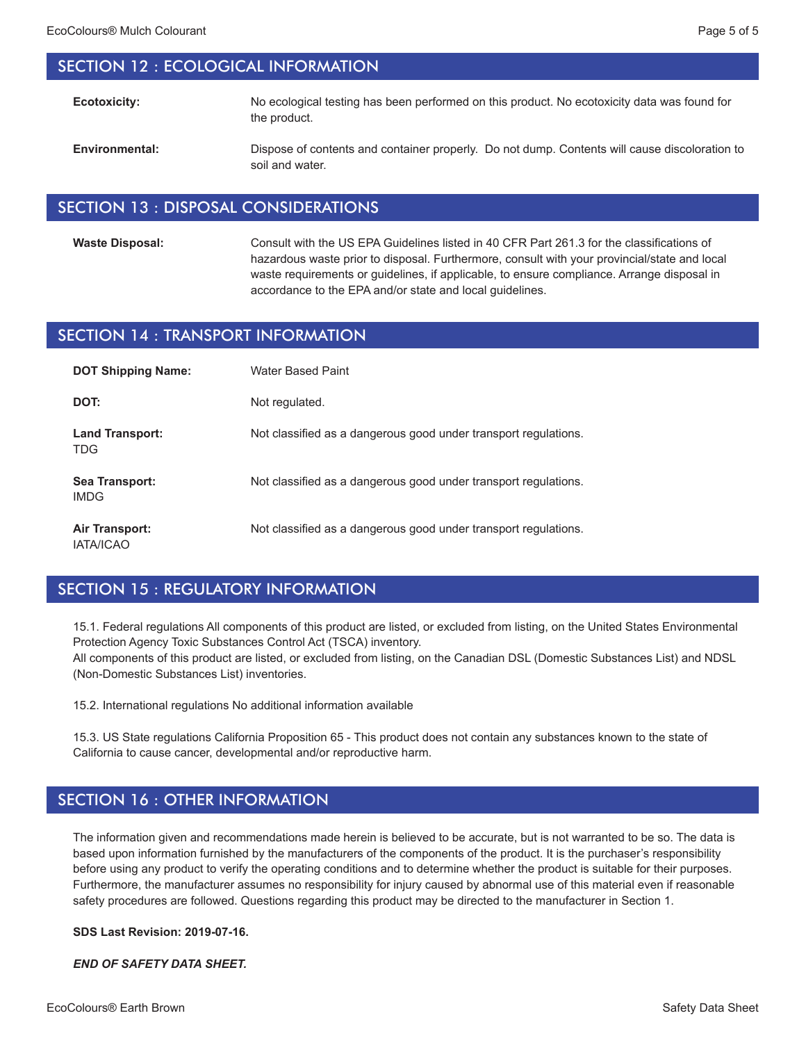## SECTION 12 : ECOLOGICAL INFORMATION

| | |
|---|---|
| **Ecotoxicity:** | No ecological testing has been performed on this product. No ecotoxicity data was found for the product. |
| **Environmental:** | Dispose of contents and container properly. Do not dump. Contents will cause discoloration to soil and water. |

## SECTION 13 : DISPOSAL CONSIDERATIONS

| | |
|---|---|
| **Waste Disposal:** | Consult with the US EPA Guidelines listed in 40 CFR Part 261.3 for the classifications of hazardous waste prior to disposal. Furthermore, consult with your provincial/state and local waste requirements or guidelines, if applicable, to ensure compliance. Arrange disposal in accordance to the EPA and/or state and local guidelines. |

## SECTION 14 : TRANSPORT INFORMATION

| | |
|---|---|
| **DOT Shipping Name:** | Water Based Paint |
| **DOT:** | Not regulated. |
| **Land Transport:** TDG | Not classified as a dangerous good under transport regulations. |
| **Sea Transport:** IMDG | Not classified as a dangerous good under transport regulations. |
| **Air Transport:** IATA/ICAO | Not classified as a dangerous good under transport regulations. |

## SECTION 15 : REGULATORY INFORMATION

15.1. Federal regulations All components of this product are listed, or excluded from listing, on the United States Environmental Protection Agency Toxic Substances Control Act (TSCA) inventory.
All components of this product are listed, or excluded from listing, on the Canadian DSL (Domestic Substances List) and NDSL (Non-Domestic Substances List) inventories.

15.2. International regulations No additional information available

15.3. US State regulations California Proposition 65 - This product does not contain any substances known to the state of California to cause cancer, developmental and/or reproductive harm.

## SECTION 16 : OTHER INFORMATION

The information given and recommendations made herein is believed to be accurate, but is not warranted to be so. The data is based upon information furnished by the manufacturers of the components of the product. It is the purchaser's responsibility before using any product to verify the operating conditions and to determine whether the product is suitable for their purposes. Furthermore, the manufacturer assumes no responsibility for injury caused by abnormal use of this material even if reasonable safety procedures are followed. Questions regarding this product may be directed to the manufacturer in Section 1.

**SDS Last Revision: 2019-07-16.**

***END OF SAFETY DATA SHEET.***